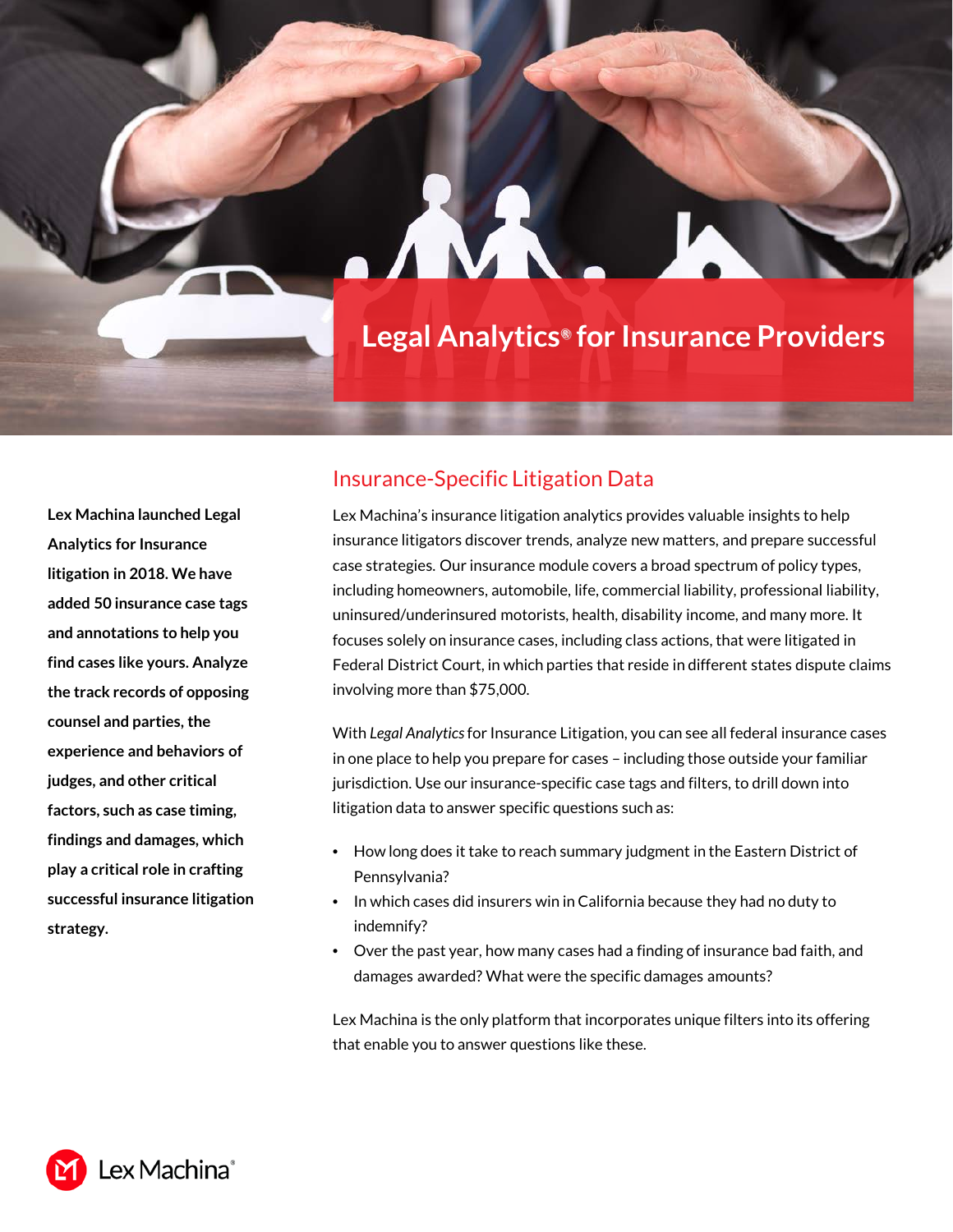# Legal Analytics® for Insurance Providers

**Lex Machina launched Legal Analytics for Insurance litigation in 2018. We have added 50 insurance case tags and annotations to help you find cases like yours. Analyze the track records of opposing counsel and parties, the experience and behaviors of judges, and other critical factors, such as case timing, findings and damages, which play a critical role in crafting successful insurance litigation strategy.**

## Insurance-Specific Litigation Data

Lex Machina's insurance litigation analytics provides valuable insights to help insurance litigators discover trends, analyze new matters, and prepare successful case strategies. Our insurance module covers a broad spectrum of policy types, including homeowners, automobile, life, commercial liability, professional liability, uninsured/underinsured motorists, health, disability income, and many more. It focuses solely on insurance cases, including class actions, that were litigated in Federal District Court, in which parties that reside in different states dispute claims involving more than $75,000.

With *Legal Analytics* for Insurance Litigation, you can see all federal insurance cases in one place to help you prepare for cases – including those outside your familiar jurisdiction. Use our insurance-specific case tags and filters, to drill down into litigation data to answer specific questions such as:

- How long does it take to reach summary judgment in the Eastern District of Pennsylvania?
- In which cases did insurers win in California because they had no duty to indemnify?
- Over the past year, how many cases had a finding of insurance bad faith, and damages awarded? What were the specific damages amounts?

Lex Machina is the only platform that incorporates unique filters into its offering that enable you to answer questions like these.

Lex Machina®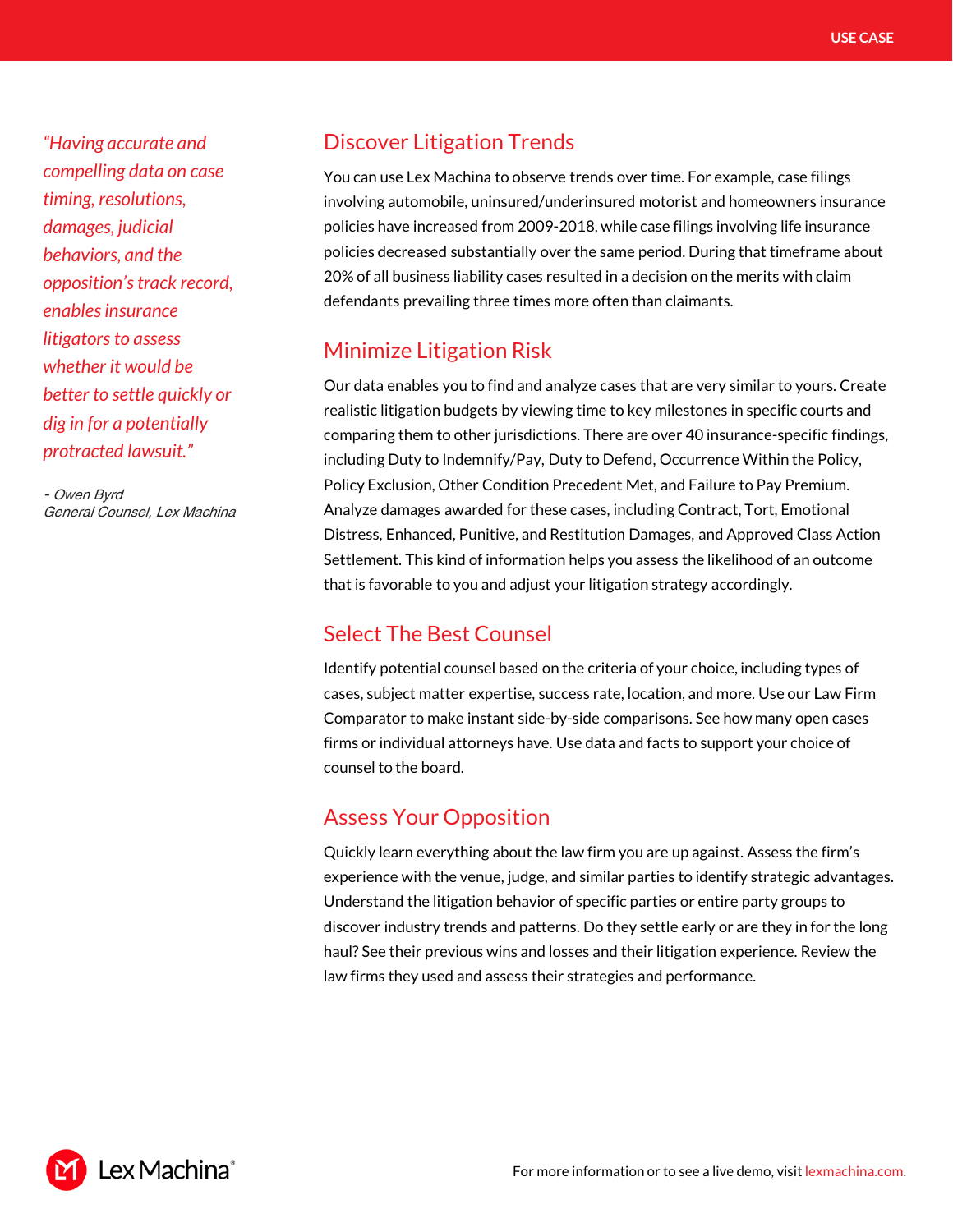USE CASE

*"Having accurate and compelling data on case timing, resolutions, damages, judicial behaviors, and the opposition's track record, enables insurance litigators to assess whether it would be better to settle quickly or dig in for a potentially protracted lawsuit."*

*- Owen Byrd*
*General Counsel, Lex Machina*

## Discover Litigation Trends

You can use Lex Machina to observe trends over time. For example, case filings involving automobile, uninsured/underinsured motorist and homeowners insurance policies have increased from 2009-2018, while case filings involving life insurance policies decreased substantially over the same period. During that timeframe about 20% of all business liability cases resulted in a decision on the merits with claim defendants prevailing three times more often than claimants.

## Minimize Litigation Risk

Our data enables you to find and analyze cases that are very similar to yours. Create realistic litigation budgets by viewing time to key milestones in specific courts and comparing them to other jurisdictions. There are over 40 insurance-specific findings, including Duty to Indemnify/Pay, Duty to Defend, Occurrence Within the Policy, Policy Exclusion, Other Condition Precedent Met, and Failure to Pay Premium. Analyze damages awarded for these cases, including Contract, Tort, Emotional Distress, Enhanced, Punitive, and Restitution Damages, and Approved Class Action Settlement. This kind of information helps you assess the likelihood of an outcome that is favorable to you and adjust your litigation strategy accordingly.

## Select The Best Counsel

Identify potential counsel based on the criteria of your choice, including types of cases, subject matter expertise, success rate, location, and more. Use our Law Firm Comparator to make instant side-by-side comparisons. See how many open cases firms or individual attorneys have. Use data and facts to support your choice of counsel to the board.

## Assess Your Opposition

Quickly learn everything about the law firm you are up against. Assess the firm's experience with the venue, judge, and similar parties to identify strategic advantages. Understand the litigation behavior of specific parties or entire party groups to discover industry trends and patterns. Do they settle early or are they in for the long haul? See their previous wins and losses and their litigation experience. Review the law firms they used and assess their strategies and performance.

Lex Machina®

For more information or to see a live demo, visit lexmachina.com.